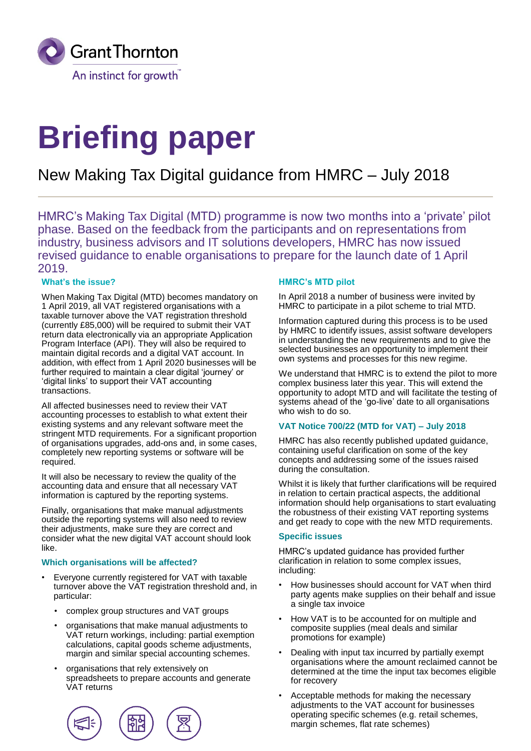Grant Thornton

An instinct for growth™

# Briefing paper

## New Making Tax Digital guidance from HMRC – July 2018

HMRC's Making Tax Digital (MTD) programme is now two months into a 'private' pilot phase. Based on the feedback from the participants and on representations from industry, business advisors and IT solutions developers, HMRC has now issued revised guidance to enable organisations to prepare for the launch date of 1 April 2019.

### What's the issue?

When Making Tax Digital (MTD) becomes mandatory on 1 April 2019, all VAT registered organisations with a taxable turnover above the VAT registration threshold (currently £85,000) will be required to submit their VAT return data electronically via an appropriate Application Program Interface (API). They will also be required to maintain digital records and a digital VAT account. In addition, with effect from 1 April 2020 businesses will be further required to maintain a clear digital 'journey' or 'digital links' to support their VAT accounting transactions.

All affected businesses need to review their VAT accounting processes to establish to what extent their existing systems and any relevant software meet the stringent MTD requirements. For a significant proportion of organisations upgrades, add-ons and, in some cases, completely new reporting systems or software will be required.

It will also be necessary to review the quality of the accounting data and ensure that all necessary VAT information is captured by the reporting systems.

Finally, organisations that make manual adjustments outside the reporting systems will also need to review their adjustments, make sure they are correct and consider what the new digital VAT account should look like.

### Which organisations will be affected?

- Everyone currently registered for VAT with taxable turnover above the VAT registration threshold and, in particular:
  - complex group structures and VAT groups
  - organisations that make manual adjustments to VAT return workings, including: partial exemption calculations, capital goods scheme adjustments, margin and similar special accounting schemes.
  - organisations that rely extensively on spreadsheets to prepare accounts and generate VAT returns

### HMRC's MTD pilot

In April 2018 a number of business were invited by HMRC to participate in a pilot scheme to trial MTD.

Information captured during this process is to be used by HMRC to identify issues, assist software developers in understanding the new requirements and to give the selected businesses an opportunity to implement their own systems and processes for this new regime.

We understand that HMRC is to extend the pilot to more complex business later this year. This will extend the opportunity to adopt MTD and will facilitate the testing of systems ahead of the 'go-live' date to all organisations who wish to do so.

### VAT Notice 700/22 (MTD for VAT) – July 2018

HMRC has also recently published updated guidance, containing useful clarification on some of the key concepts and addressing some of the issues raised during the consultation.

Whilst it is likely that further clarifications will be required in relation to certain practical aspects, the additional information should help organisations to start evaluating the robustness of their existing VAT reporting systems and get ready to cope with the new MTD requirements.

### Specific issues

HMRC's updated guidance has provided further clarification in relation to some complex issues, including:

- How businesses should account for VAT when third party agents make supplies on their behalf and issue a single tax invoice
- How VAT is to be accounted for on multiple and composite supplies (meal deals and similar promotions for example)
- Dealing with input tax incurred by partially exempt organisations where the amount reclaimed cannot be determined at the time the input tax becomes eligible for recovery
- Acceptable methods for making the necessary adjustments to the VAT account for businesses operating specific schemes (e.g. retail schemes, margin schemes, flat rate schemes)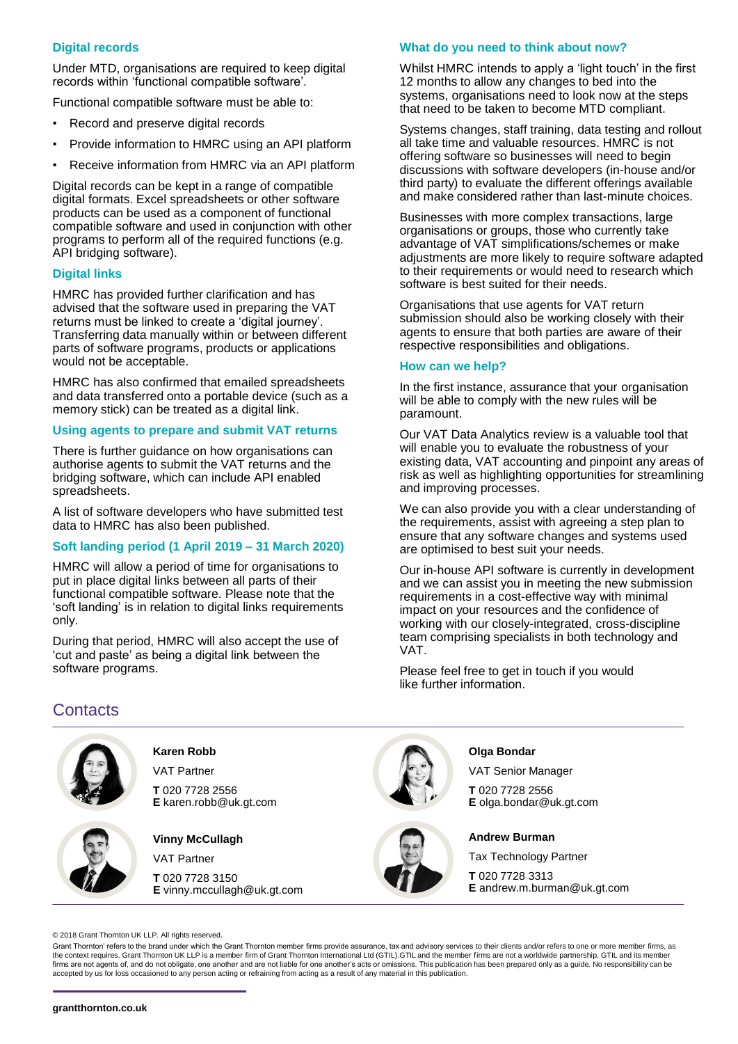### Digital records

Under MTD, organisations are required to keep digital records within 'functional compatible software'.

Functional compatible software must be able to:

- Record and preserve digital records
- Provide information to HMRC using an API platform
- Receive information from HMRC via an API platform

Digital records can be kept in a range of compatible digital formats. Excel spreadsheets or other software products can be used as a component of functional compatible software and used in conjunction with other programs to perform all of the required functions (e.g. API bridging software).

### Digital links

HMRC has provided further clarification and has advised that the software used in preparing the VAT returns must be linked to create a 'digital journey'. Transferring data manually within or between different parts of software programs, products or applications would not be acceptable.

HMRC has also confirmed that emailed spreadsheets and data transferred onto a portable device (such as a memory stick) can be treated as a digital link.

### Using agents to prepare and submit VAT returns

There is further guidance on how organisations can authorise agents to submit the VAT returns and the bridging software, which can include API enabled spreadsheets.

A list of software developers who have submitted test data to HMRC has also been published.

### Soft landing period (1 April 2019 – 31 March 2020)

HMRC will allow a period of time for organisations to put in place digital links between all parts of their functional compatible software. Please note that the 'soft landing' is in relation to digital links requirements only.

During that period, HMRC will also accept the use of 'cut and paste' as being a digital link between the software programs.

### What do you need to think about now?

Whilst HMRC intends to apply a 'light touch' in the first 12 months to allow any changes to bed into the systems, organisations need to look now at the steps that need to be taken to become MTD compliant.

Systems changes, staff training, data testing and rollout all take time and valuable resources. HMRC is not offering software so businesses will need to begin discussions with software developers (in-house and/or third party) to evaluate the different offerings available and make considered rather than last-minute choices.

Businesses with more complex transactions, large organisations or groups, those who currently take advantage of VAT simplifications/schemes or make adjustments are more likely to require software adapted to their requirements or would need to research which software is best suited for their needs.

Organisations that use agents for VAT return submission should also be working closely with their agents to ensure that both parties are aware of their respective responsibilities and obligations.

### How can we help?

In the first instance, assurance that your organisation will be able to comply with the new rules will be paramount.

Our VAT Data Analytics review is a valuable tool that will enable you to evaluate the robustness of your existing data, VAT accounting and pinpoint any areas of risk as well as highlighting opportunities for streamlining and improving processes.

We can also provide you with a clear understanding of the requirements, assist with agreeing a step plan to ensure that any software changes and systems used are optimised to best suit your needs.

Our in-house API software is currently in development and we can assist you in meeting the new submission requirements in a cost-effective way with minimal impact on your resources and the confidence of working with our closely-integrated, cross-discipline team comprising specialists in both technology and VAT.

Please feel free to get in touch if you would like further information.

## Contacts

**Karen Robb**
VAT Partner
**T** 020 7728 2556
**E** karen.robb@uk.gt.com

**Olga Bondar**
VAT Senior Manager
**T** 020 7728 2556
**E** olga.bondar@uk.gt.com

**Vinny McCullagh**
VAT Partner
**T** 020 7728 3150
**E** vinny.mccullagh@uk.gt.com

**Andrew Burman**
Tax Technology Partner
**T** 020 7728 3313
**E** andrew.m.burman@uk.gt.com

© 2018 Grant Thornton UK LLP. All rights reserved.

Grant Thornton' refers to the brand under which the Grant Thornton member firms provide assurance, tax and advisory services to their clients and/or refers to one or more member firms, as the context requires. Grant Thornton UK LLP is a member firm of Grant Thornton International Ltd (GTIL).GTIL and the member firms are not a worldwide partnership. GTIL and its member firms are not agents of, and do not obligate, one another and are not liable for one another's acts or omissions. This publication has been prepared only as a guide. No responsibility can be accepted by us for loss occasioned to any person acting or refraining from acting as a result of any material in this publication.

**grantthornton.co.uk**